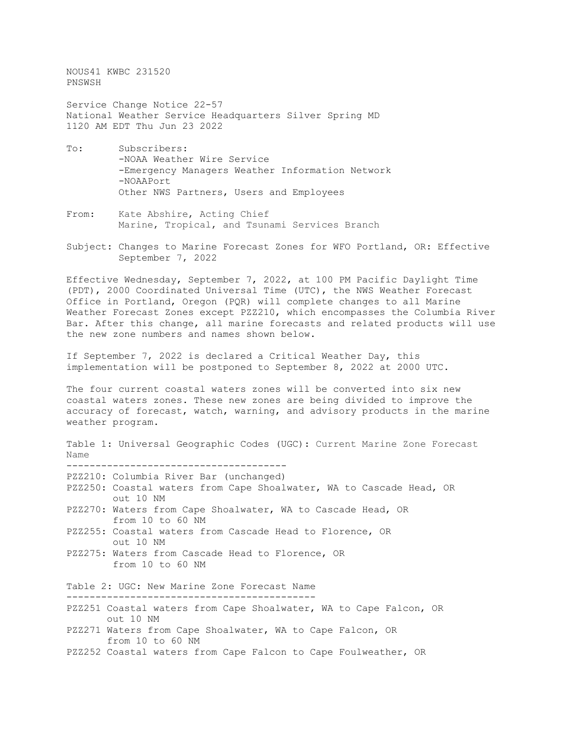NOUS41 KWBC 231520
PNSWSH

Service Change Notice 22-57
National Weather Service Headquarters Silver Spring MD
1120 AM EDT Thu Jun 23 2022

To: Subscribers:
-NOAA Weather Wire Service
-Emergency Managers Weather Information Network
-NOAAPort
Other NWS Partners, Users and Employees

From: Kate Abshire, Acting Chief
Marine, Tropical, and Tsunami Services Branch

Subject: Changes to Marine Forecast Zones for WFO Portland, OR: Effective September 7, 2022

Effective Wednesday, September 7, 2022, at 100 PM Pacific Daylight Time (PDT), 2000 Coordinated Universal Time (UTC), the NWS Weather Forecast Office in Portland, Oregon (PQR) will complete changes to all Marine Weather Forecast Zones except PZZ210, which encompasses the Columbia River Bar. After this change, all marine forecasts and related products will use the new zone numbers and names shown below.

If September 7, 2022 is declared a Critical Weather Day, this implementation will be postponed to September 8, 2022 at 2000 UTC.

The four current coastal waters zones will be converted into six new coastal waters zones. These new zones are being divided to improve the accuracy of forecast, watch, warning, and advisory products in the marine weather program.

Table 1: Universal Geographic Codes (UGC): Current Marine Zone Forecast Name

-------------------------------------

PZZ210: Columbia River Bar (unchanged)
PZZ250: Coastal waters from Cape Shoalwater, WA to Cascade Head, OR out 10 NM
PZZ270: Waters from Cape Shoalwater, WA to Cascade Head, OR from 10 to 60 NM
PZZ255: Coastal waters from Cascade Head to Florence, OR out 10 NM
PZZ275: Waters from Cascade Head to Florence, OR from 10 to 60 NM

Table 2: UGC: New Marine Zone Forecast Name

-------------------------------------------

PZZ251 Coastal waters from Cape Shoalwater, WA to Cape Falcon, OR out 10 NM
PZZ271 Waters from Cape Shoalwater, WA to Cape Falcon, OR from 10 to 60 NM
PZZ252 Coastal waters from Cape Falcon to Cape Foulweather, OR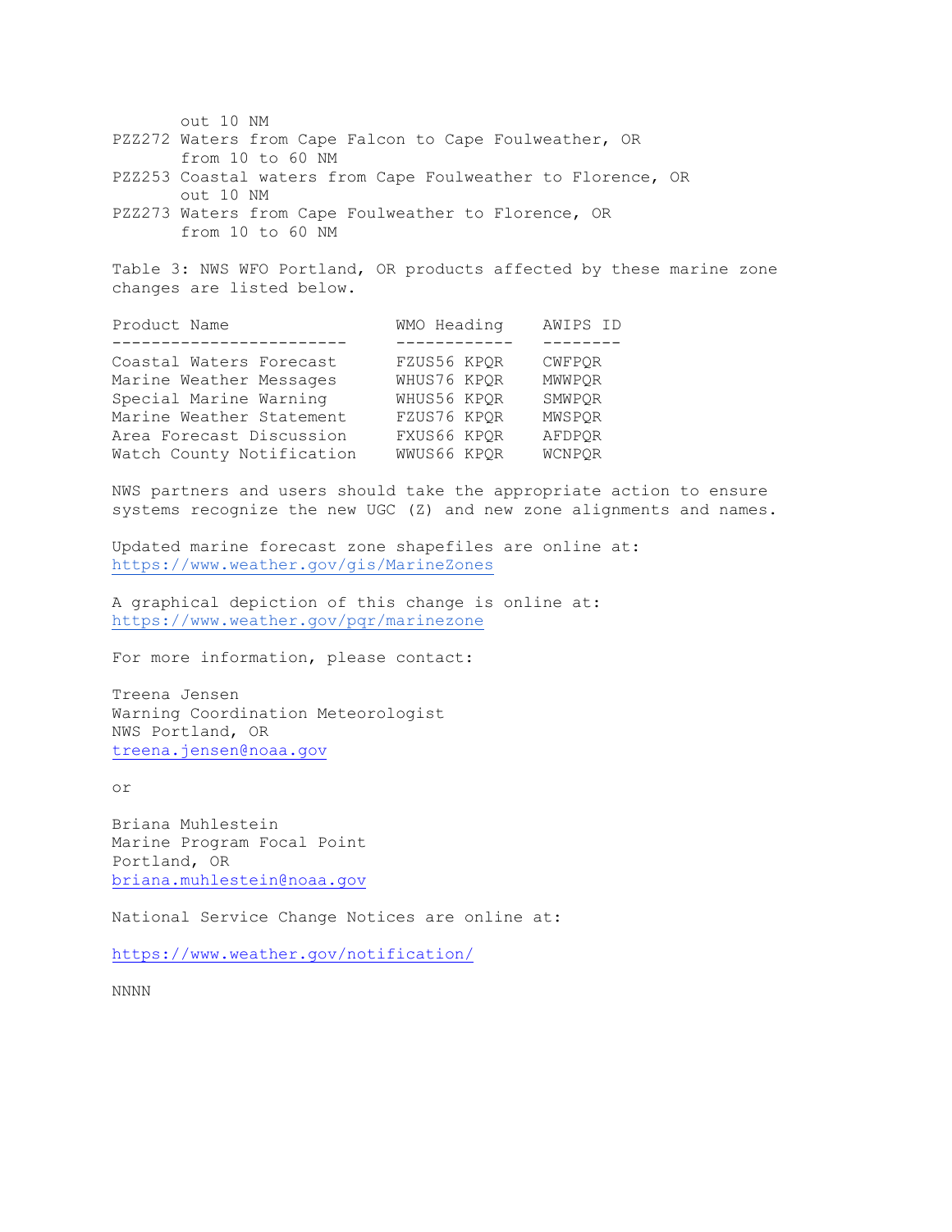out 10 NM
PZZ272 Waters from Cape Falcon to Cape Foulweather, OR
from 10 to 60 NM
PZZ253 Coastal waters from Cape Foulweather to Florence, OR
out 10 NM
PZZ273 Waters from Cape Foulweather to Florence, OR
from 10 to 60 NM

Table 3: NWS WFO Portland, OR products affected by these marine zone changes are listed below.

| Product Name | WMO Heading | AWIPS ID |
|---|---|---|
| Coastal Waters Forecast | FZUS56 KPQR | CWFPQR |
| Marine Weather Messages | WHUS76 KPQR | MWWPQR |
| Special Marine Warning | WHUS56 KPQR | SMWPQR |
| Marine Weather Statement | FZUS76 KPQR | MWSPQR |
| Area Forecast Discussion | FXUS66 KPQR | AFDPQR |
| Watch County Notification | WWUS66 KPQR | WCNPQR |

NWS partners and users should take the appropriate action to ensure systems recognize the new UGC (Z) and new zone alignments and names.

Updated marine forecast zone shapefiles are online at:
https://www.weather.gov/gis/MarineZones

A graphical depiction of this change is online at:
https://www.weather.gov/pqr/marinezone

For more information, please contact:

Treena Jensen
Warning Coordination Meteorologist
NWS Portland, OR
treena.jensen@noaa.gov

or

Briana Muhlestein
Marine Program Focal Point
Portland, OR
briana.muhlestein@noaa.gov

National Service Change Notices are online at:

https://www.weather.gov/notification/

NNNN